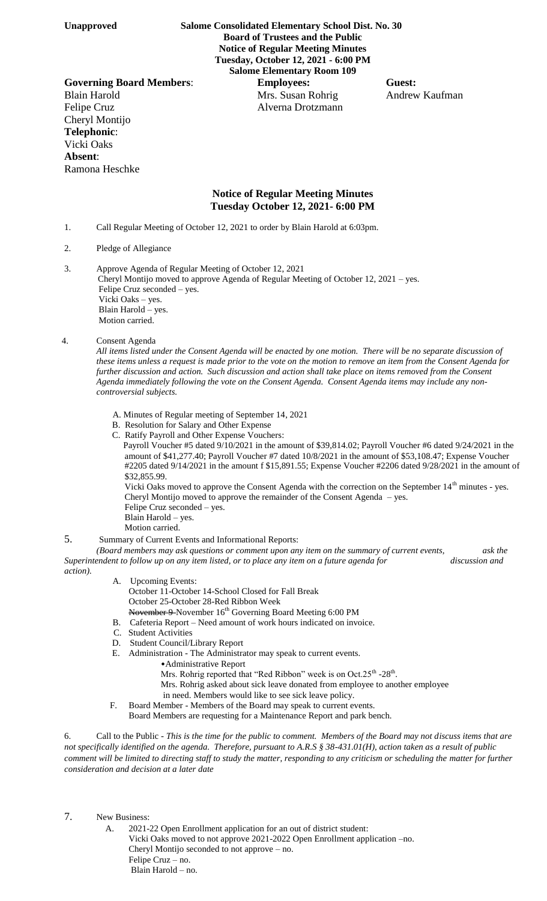**Unapproved** **Salome Consolidated Elementary School Dist. No. 30**

**Board of Trustees and the Public**
**Notice of Regular Meeting Minutes**
**Tuesday, October 12, 2021 - 6:00 PM**
**Salome Elementary Room 109**

**Governing Board Members**:
Blain Harold
Felipe Cruz
Cheryl Montijo
**Telephonic**:
Vicki Oaks
**Absent**:
Ramona Heschke

**Employees:**
Mrs. Susan Rohrig
Alverna Drotzmann

**Guest:**
Andrew Kaufman

## Notice of Regular Meeting Minutes
## Tuesday October 12, 2021- 6:00 PM

1. Call Regular Meeting of October 12, 2021 to order by Blain Harold at 6:03pm.

2. Pledge of Allegiance

3. Approve Agenda of Regular Meeting of October 12, 2021
   Cheryl Montijo moved to approve Agenda of Regular Meeting of October 12, 2021 – yes.
   Felipe Cruz seconded – yes.
   Vicki Oaks – yes.
   Blain Harold – yes.
   Motion carried.

4. Consent Agenda
   *All items listed under the Consent Agenda will be enacted by one motion. There will be no separate discussion of these items unless a request is made prior to the vote on the motion to remove an item from the Consent Agenda for further discussion and action. Such discussion and action shall take place on items removed from the Consent Agenda immediately following the vote on the Consent Agenda. Consent Agenda items may include any non-controversial subjects.*

   A. Minutes of Regular meeting of September 14, 2021
   B. Resolution for Salary and Other Expense
   C. Ratify Payroll and Other Expense Vouchers:
      Payroll Voucher #5 dated 9/10/2021 in the amount of $39,814.02; Payroll Voucher #6 dated 9/24/2021 in the amount of $41,277.40; Payroll Voucher #7 dated 10/8/2021 in the amount of $53,108.47; Expense Voucher #2205 dated 9/14/2021 in the amount f $15,891.55; Expense Voucher #2206 dated 9/28/2021 in the amount of $32,855.99.
      Vicki Oaks moved to approve the Consent Agenda with the correction on the September 14th minutes - yes.
      Cheryl Montijo moved to approve the remainder of the Consent Agenda – yes.
      Felipe Cruz seconded – yes.
      Blain Harold – yes.
      Motion carried.

5. Summary of Current Events and Informational Reports:
   *(Board members may ask questions or comment upon any item on the summary of current events, ask the Superintendent to follow up on any item listed, or to place any item on a future agenda for discussion and action).*

   A. Upcoming Events:
      October 11-October 14-School Closed for Fall Break
      October 25-October 28-Red Ribbon Week
      ~~November 9~~ November 16th Governing Board Meeting 6:00 PM
   B. Cafeteria Report – Need amount of work hours indicated on invoice.
   C. Student Activities
   D. Student Council/Library Report
   E. Administration - The Administrator may speak to current events.
      - Administrative Report
        Mrs. Rohrig reported that "Red Ribbon" week is on Oct.25th -28th.
        Mrs. Rohrig asked about sick leave donated from employee to another employee in need. Members would like to see sick leave policy.
   F. Board Member - Members of the Board may speak to current events.
      Board Members are requesting for a Maintenance Report and park bench.

6. Call to the Public - *This is the time for the public to comment. Members of the Board may not discuss items that are not specifically identified on the agenda. Therefore, pursuant to A.R.S § 38-431.01(H), action taken as a result of public comment will be limited to directing staff to study the matter, responding to any criticism or scheduling the matter for further consideration and decision at a later date*

7. New Business:
   A. 2021-22 Open Enrollment application for an out of district student:
      Vicki Oaks moved to not approve 2021-2022 Open Enrollment application –no.
      Cheryl Montijo seconded to not approve – no.
      Felipe Cruz – no.
      Blain Harold – no.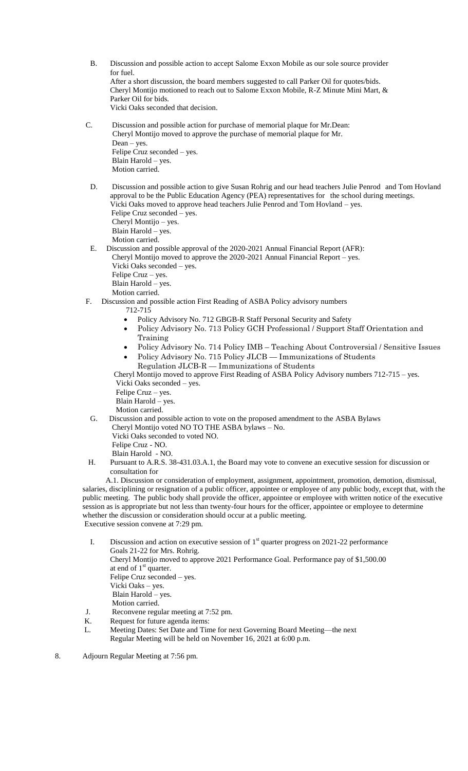B. Discussion and possible action to accept Salome Exxon Mobile as our sole source provider for fuel.
After a short discussion, the board members suggested to call Parker Oil for quotes/bids.
Cheryl Montijo motioned to reach out to Salome Exxon Mobile, R-Z Minute Mini Mart, & Parker Oil for bids.
Vicki Oaks seconded that decision.

C. Discussion and possible action for purchase of memorial plaque for Mr.Dean:
Cheryl Montijo moved to approve the purchase of memorial plaque for Mr. Dean – yes.
Felipe Cruz seconded – yes.
Blain Harold – yes.
Motion carried.

D. Discussion and possible action to give Susan Rohrig and our head teachers Julie Penrod and Tom Hovland approval to be the Public Education Agency (PEA) representatives for the school during meetings.
Vicki Oaks moved to approve head teachers Julie Penrod and Tom Hovland – yes.
Felipe Cruz seconded – yes.
Cheryl Montijo – yes.
Blain Harold – yes.
Motion carried.

E. Discussion and possible approval of the 2020-2021 Annual Financial Report (AFR):
Cheryl Montijo moved to approve the 2020-2021 Annual Financial Report – yes.
Vicki Oaks seconded – yes.
Felipe Cruz – yes.
Blain Harold – yes.
Motion carried.

F. Discussion and possible action First Reading of ASBA Policy advisory numbers 712-715

- Policy Advisory No. 712 GBGB-R Staff Personal Security and Safety
- Policy Advisory No. 713 Policy GCH Professional / Support Staff Orientation and Training
- Policy Advisory No. 714 Policy IMB – Teaching About Controversial / Sensitive Issues
- Policy Advisory No. 715 Policy JLCB — Immunizations of Students
  Regulation JLCB-R — Immunizations of Students

Cheryl Montijo moved to approve First Reading of ASBA Policy Advisory numbers 712-715 – yes.
Vicki Oaks seconded – yes.
Felipe Cruz – yes.
Blain Harold – yes.
Motion carried.

G. Discussion and possible action to vote on the proposed amendment to the ASBA Bylaws
Cheryl Montijo voted NO TO THE ASBA bylaws – No.
Vicki Oaks seconded to voted NO.
Felipe Cruz - NO.
Blain Harold - NO.

H. Pursuant to A.R.S. 38-431.03.A.1, the Board may vote to convene an executive session for discussion or consultation for

A.1. Discussion or consideration of employment, assignment, appointment, promotion, demotion, dismissal, salaries, disciplining or resignation of a public officer, appointee or employee of any public body, except that, with the public meeting. The public body shall provide the officer, appointee or employee with written notice of the executive session as is appropriate but not less than twenty-four hours for the officer, appointee or employee to determine whether the discussion or consideration should occur at a public meeting.
Executive session convene at 7:29 pm.

I. Discussion and action on executive session of 1st quarter progress on 2021-22 performance Goals 21-22 for Mrs. Rohrig.
Cheryl Montijo moved to approve 2021 Performance Goal. Performance pay of $1,500.00 at end of 1st quarter.
Felipe Cruz seconded – yes.
Vicki Oaks – yes.
Blain Harold – yes.
Motion carried.

J. Reconvene regular meeting at 7:52 pm.

K. Request for future agenda items:

L. Meeting Dates: Set Date and Time for next Governing Board Meeting—the next Regular Meeting will be held on November 16, 2021 at 6:00 p.m.

8. Adjourn Regular Meeting at 7:56 pm.